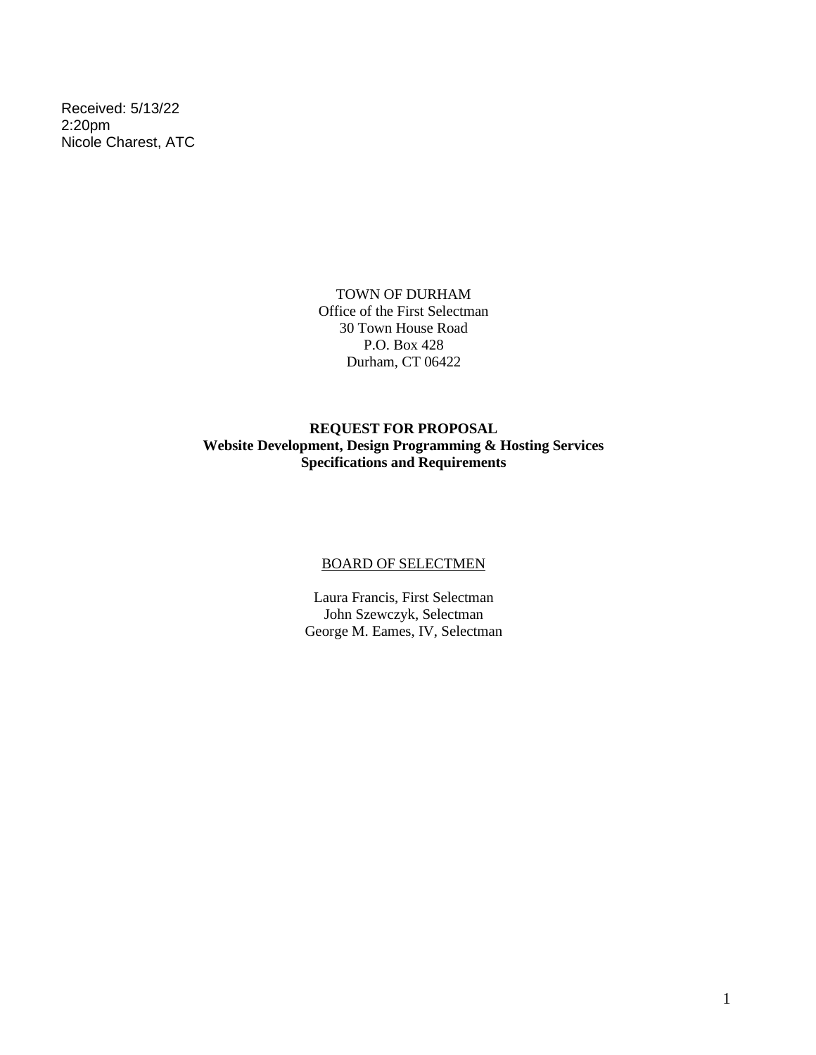Received: 5/13/22
2:20pm
Nicole Charest, ATC

TOWN OF DURHAM
Office of the First Selectman
30 Town House Road
P.O. Box 428
Durham, CT 06422

**REQUEST FOR PROPOSAL**
**Website Development, Design Programming & Hosting Services**
**Specifications and Requirements**

BOARD OF SELECTMEN

Laura Francis, First Selectman
John Szewczyk, Selectman
George M. Eames, IV, Selectman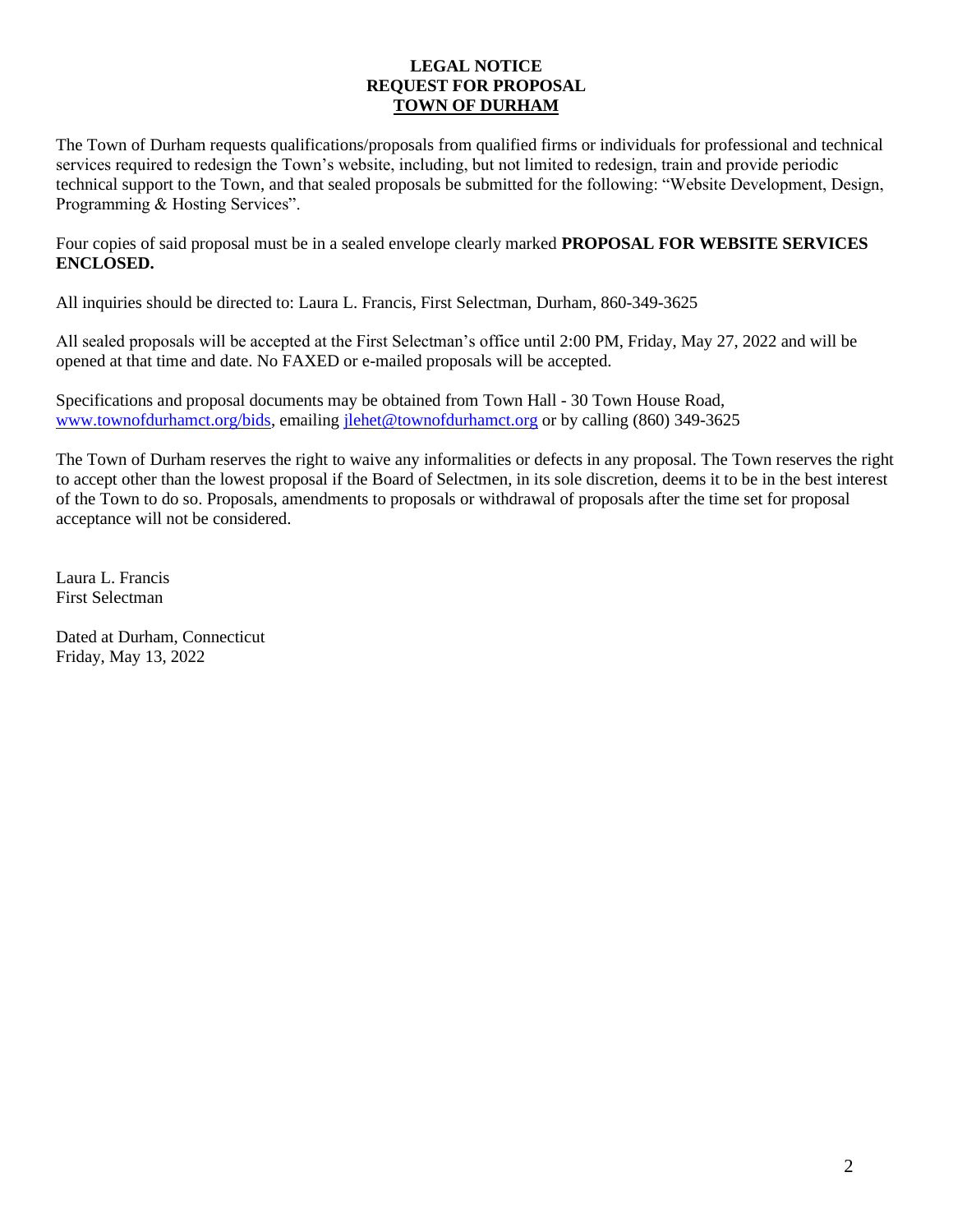**LEGAL NOTICE**
**REQUEST FOR PROPOSAL**
**TOWN OF DURHAM**

The Town of Durham requests qualifications/proposals from qualified firms or individuals for professional and technical services required to redesign the Town's website, including, but not limited to redesign, train and provide periodic technical support to the Town, and that sealed proposals be submitted for the following: "Website Development, Design, Programming & Hosting Services".

Four copies of said proposal must be in a sealed envelope clearly marked **PROPOSAL FOR WEBSITE SERVICES ENCLOSED.**

All inquiries should be directed to: Laura L. Francis, First Selectman, Durham, 860-349-3625

All sealed proposals will be accepted at the First Selectman's office until 2:00 PM, Friday, May 27, 2022 and will be opened at that time and date. No FAXED or e-mailed proposals will be accepted.

Specifications and proposal documents may be obtained from Town Hall - 30 Town House Road, www.townofdurhamct.org/bids, emailing jlehet@townofdurhamct.org or by calling (860) 349-3625

The Town of Durham reserves the right to waive any informalities or defects in any proposal. The Town reserves the right to accept other than the lowest proposal if the Board of Selectmen, in its sole discretion, deems it to be in the best interest of the Town to do so. Proposals, amendments to proposals or withdrawal of proposals after the time set for proposal acceptance will not be considered.

Laura L. Francis
First Selectman

Dated at Durham, Connecticut
Friday, May 13, 2022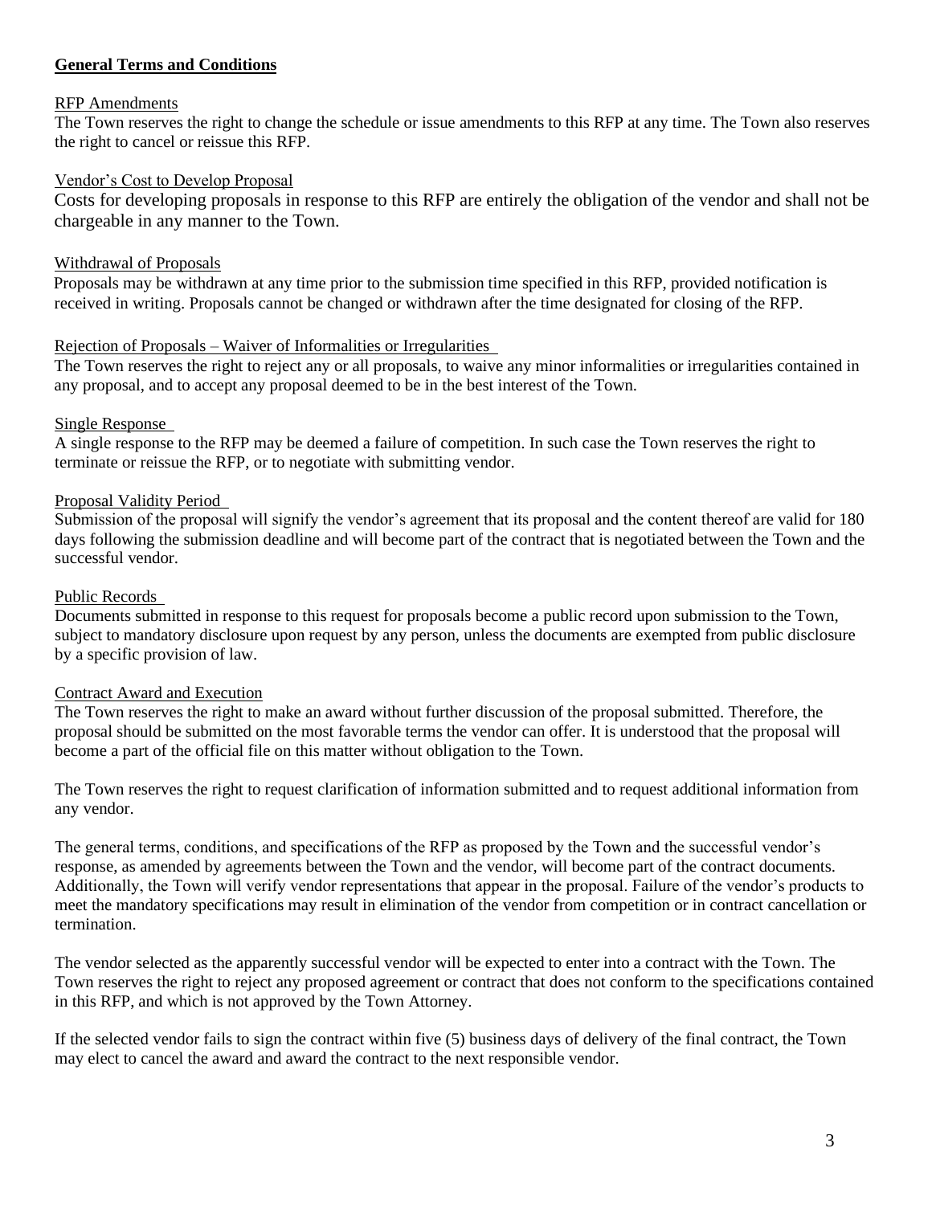## General Terms and Conditions

RFP Amendments

The Town reserves the right to change the schedule or issue amendments to this RFP at any time. The Town also reserves the right to cancel or reissue this RFP.

Vendor's Cost to Develop Proposal

Costs for developing proposals in response to this RFP are entirely the obligation of the vendor and shall not be chargeable in any manner to the Town.

Withdrawal of Proposals

Proposals may be withdrawn at any time prior to the submission time specified in this RFP, provided notification is received in writing. Proposals cannot be changed or withdrawn after the time designated for closing of the RFP.

Rejection of Proposals – Waiver of Informalities or Irregularities

The Town reserves the right to reject any or all proposals, to waive any minor informalities or irregularities contained in any proposal, and to accept any proposal deemed to be in the best interest of the Town.

Single Response

A single response to the RFP may be deemed a failure of competition. In such case the Town reserves the right to terminate or reissue the RFP, or to negotiate with submitting vendor.

Proposal Validity Period

Submission of the proposal will signify the vendor's agreement that its proposal and the content thereof are valid for 180 days following the submission deadline and will become part of the contract that is negotiated between the Town and the successful vendor.

Public Records

Documents submitted in response to this request for proposals become a public record upon submission to the Town, subject to mandatory disclosure upon request by any person, unless the documents are exempted from public disclosure by a specific provision of law.

Contract Award and Execution

The Town reserves the right to make an award without further discussion of the proposal submitted. Therefore, the proposal should be submitted on the most favorable terms the vendor can offer. It is understood that the proposal will become a part of the official file on this matter without obligation to the Town.

The Town reserves the right to request clarification of information submitted and to request additional information from any vendor.

The general terms, conditions, and specifications of the RFP as proposed by the Town and the successful vendor's response, as amended by agreements between the Town and the vendor, will become part of the contract documents. Additionally, the Town will verify vendor representations that appear in the proposal. Failure of the vendor's products to meet the mandatory specifications may result in elimination of the vendor from competition or in contract cancellation or termination.

The vendor selected as the apparently successful vendor will be expected to enter into a contract with the Town. The Town reserves the right to reject any proposed agreement or contract that does not conform to the specifications contained in this RFP, and which is not approved by the Town Attorney.

If the selected vendor fails to sign the contract within five (5) business days of delivery of the final contract, the Town may elect to cancel the award and award the contract to the next responsible vendor.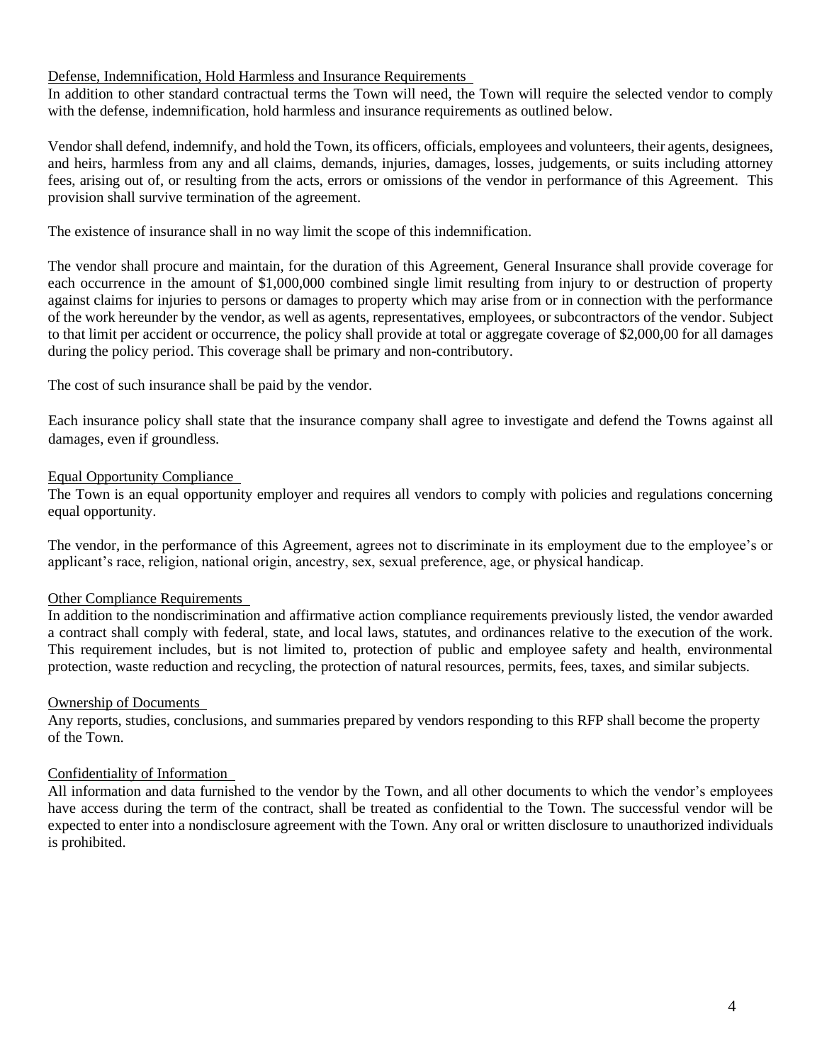## Defense, Indemnification, Hold Harmless and Insurance Requirements

In addition to other standard contractual terms the Town will need, the Town will require the selected vendor to comply with the defense, indemnification, hold harmless and insurance requirements as outlined below.

Vendor shall defend, indemnify, and hold the Town, its officers, officials, employees and volunteers, their agents, designees, and heirs, harmless from any and all claims, demands, injuries, damages, losses, judgements, or suits including attorney fees, arising out of, or resulting from the acts, errors or omissions of the vendor in performance of this Agreement. This provision shall survive termination of the agreement.

The existence of insurance shall in no way limit the scope of this indemnification.

The vendor shall procure and maintain, for the duration of this Agreement, General Insurance shall provide coverage for each occurrence in the amount of $1,000,000 combined single limit resulting from injury to or destruction of property against claims for injuries to persons or damages to property which may arise from or in connection with the performance of the work hereunder by the vendor, as well as agents, representatives, employees, or subcontractors of the vendor. Subject to that limit per accident or occurrence, the policy shall provide at total or aggregate coverage of $2,000,00 for all damages during the policy period. This coverage shall be primary and non-contributory.

The cost of such insurance shall be paid by the vendor.

Each insurance policy shall state that the insurance company shall agree to investigate and defend the Towns against all damages, even if groundless.

## Equal Opportunity Compliance

The Town is an equal opportunity employer and requires all vendors to comply with policies and regulations concerning equal opportunity.

The vendor, in the performance of this Agreement, agrees not to discriminate in its employment due to the employee's or applicant's race, religion, national origin, ancestry, sex, sexual preference, age, or physical handicap.

## Other Compliance Requirements

In addition to the nondiscrimination and affirmative action compliance requirements previously listed, the vendor awarded a contract shall comply with federal, state, and local laws, statutes, and ordinances relative to the execution of the work. This requirement includes, but is not limited to, protection of public and employee safety and health, environmental protection, waste reduction and recycling, the protection of natural resources, permits, fees, taxes, and similar subjects.

## Ownership of Documents

Any reports, studies, conclusions, and summaries prepared by vendors responding to this RFP shall become the property of the Town.

## Confidentiality of Information

All information and data furnished to the vendor by the Town, and all other documents to which the vendor's employees have access during the term of the contract, shall be treated as confidential to the Town. The successful vendor will be expected to enter into a nondisclosure agreement with the Town. Any oral or written disclosure to unauthorized individuals is prohibited.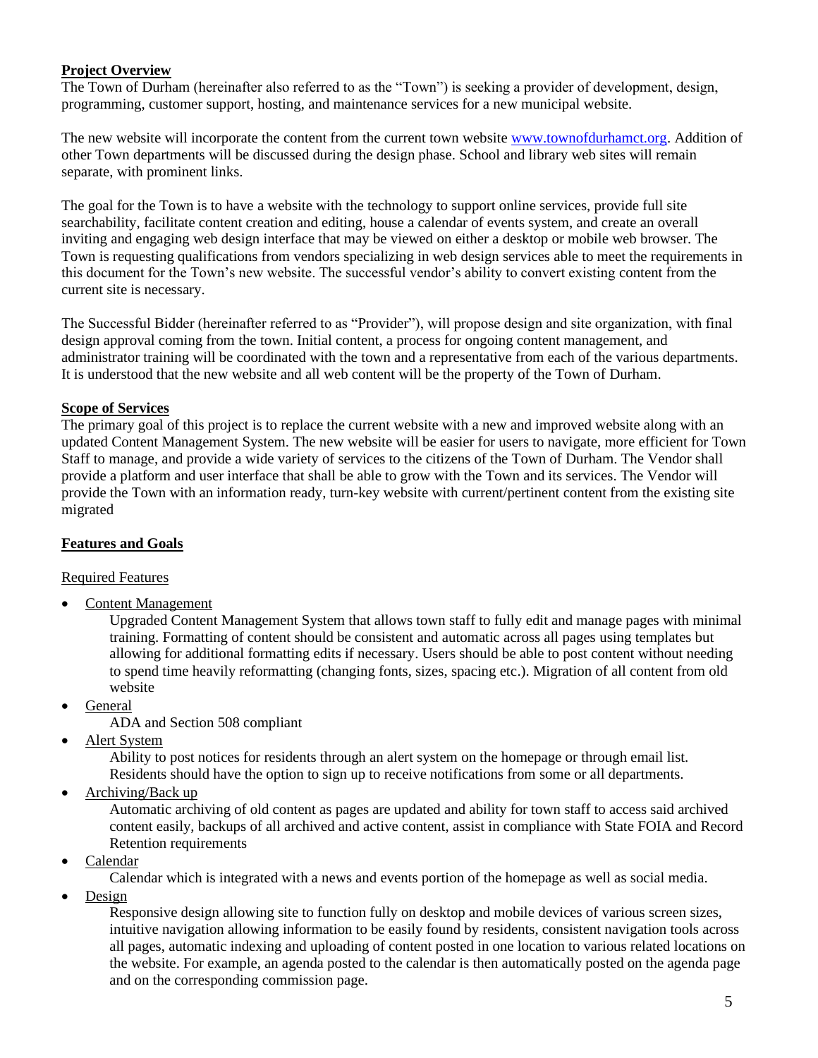**Project Overview**

The Town of Durham (hereinafter also referred to as the "Town") is seeking a provider of development, design, programming, customer support, hosting, and maintenance services for a new municipal website.

The new website will incorporate the content from the current town website [www.townofdurhamct.org](http://www.townofdurhamct.org). Addition of other Town departments will be discussed during the design phase. School and library web sites will remain separate, with prominent links.

The goal for the Town is to have a website with the technology to support online services, provide full site searchability, facilitate content creation and editing, house a calendar of events system, and create an overall inviting and engaging web design interface that may be viewed on either a desktop or mobile web browser. The Town is requesting qualifications from vendors specializing in web design services able to meet the requirements in this document for the Town's new website. The successful vendor's ability to convert existing content from the current site is necessary.

The Successful Bidder (hereinafter referred to as "Provider"), will propose design and site organization, with final design approval coming from the town. Initial content, a process for ongoing content management, and administrator training will be coordinated with the town and a representative from each of the various departments. It is understood that the new website and all web content will be the property of the Town of Durham.

**Scope of Services**

The primary goal of this project is to replace the current website with a new and improved website along with an updated Content Management System. The new website will be easier for users to navigate, more efficient for Town Staff to manage, and provide a wide variety of services to the citizens of the Town of Durham. The Vendor shall provide a platform and user interface that shall be able to grow with the Town and its services. The Vendor will provide the Town with an information ready, turn-key website with current/pertinent content from the existing site migrated

**Features and Goals**

Required Features

- Content Management

  Upgraded Content Management System that allows town staff to fully edit and manage pages with minimal training. Formatting of content should be consistent and automatic across all pages using templates but allowing for additional formatting edits if necessary. Users should be able to post content without needing to spend time heavily reformatting (changing fonts, sizes, spacing etc.). Migration of all content from old website
- General

  ADA and Section 508 compliant
- Alert System

  Ability to post notices for residents through an alert system on the homepage or through email list. Residents should have the option to sign up to receive notifications from some or all departments.
- Archiving/Back up

  Automatic archiving of old content as pages are updated and ability for town staff to access said archived content easily, backups of all archived and active content, assist in compliance with State FOIA and Record Retention requirements
- Calendar

  Calendar which is integrated with a news and events portion of the homepage as well as social media.
- Design

  Responsive design allowing site to function fully on desktop and mobile devices of various screen sizes, intuitive navigation allowing information to be easily found by residents, consistent navigation tools across all pages, automatic indexing and uploading of content posted in one location to various related locations on the website. For example, an agenda posted to the calendar is then automatically posted on the agenda page and on the corresponding commission page.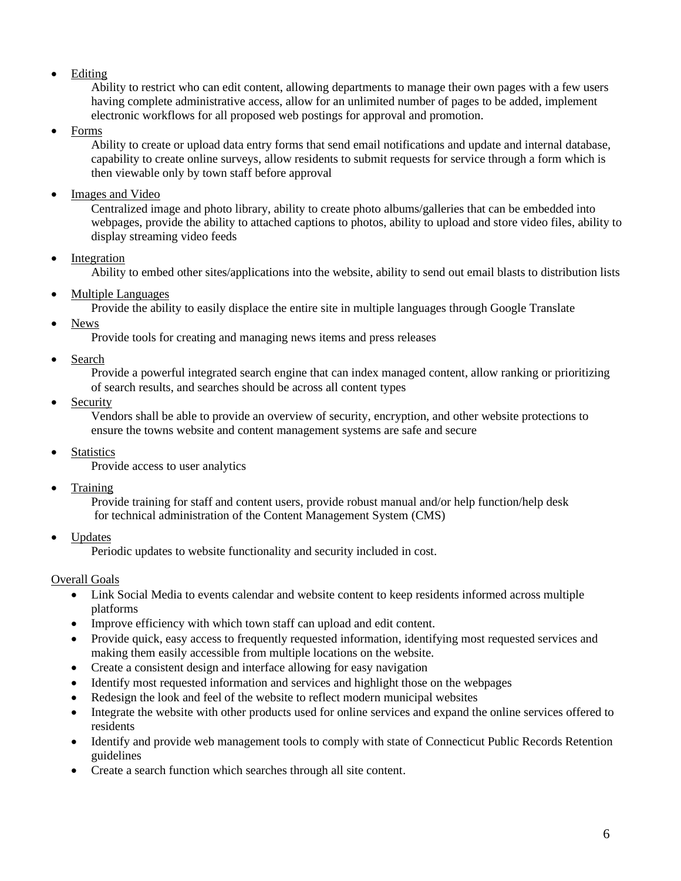- <u>Editing</u>

  Ability to restrict who can edit content, allowing departments to manage their own pages with a few users having complete administrative access, allow for an unlimited number of pages to be added, implement electronic workflows for all proposed web postings for approval and promotion.

- <u>Forms</u>

  Ability to create or upload data entry forms that send email notifications and update and internal database, capability to create online surveys, allow residents to submit requests for service through a form which is then viewable only by town staff before approval

- <u>Images and Video</u>

  Centralized image and photo library, ability to create photo albums/galleries that can be embedded into webpages, provide the ability to attached captions to photos, ability to upload and store video files, ability to display streaming video feeds

- <u>Integration</u>

  Ability to embed other sites/applications into the website, ability to send out email blasts to distribution lists

- <u>Multiple Languages</u>

  Provide the ability to easily displace the entire site in multiple languages through Google Translate

- <u>News</u>

  Provide tools for creating and managing news items and press releases

- <u>Search</u>

  Provide a powerful integrated search engine that can index managed content, allow ranking or prioritizing of search results, and searches should be across all content types

- <u>Security</u>

  Vendors shall be able to provide an overview of security, encryption, and other website protections to ensure the towns website and content management systems are safe and secure

- <u>Statistics</u>

  Provide access to user analytics

- <u>Training</u>

  Provide training for staff and content users, provide robust manual and/or help function/help desk for technical administration of the Content Management System (CMS)

- <u>Updates</u>

  Periodic updates to website functionality and security included in cost.

<u>Overall Goals</u>

- Link Social Media to events calendar and website content to keep residents informed across multiple platforms
- Improve efficiency with which town staff can upload and edit content.
- Provide quick, easy access to frequently requested information, identifying most requested services and making them easily accessible from multiple locations on the website.
- Create a consistent design and interface allowing for easy navigation
- Identify most requested information and services and highlight those on the webpages
- Redesign the look and feel of the website to reflect modern municipal websites
- Integrate the website with other products used for online services and expand the online services offered to residents
- Identify and provide web management tools to comply with state of Connecticut Public Records Retention guidelines
- Create a search function which searches through all site content.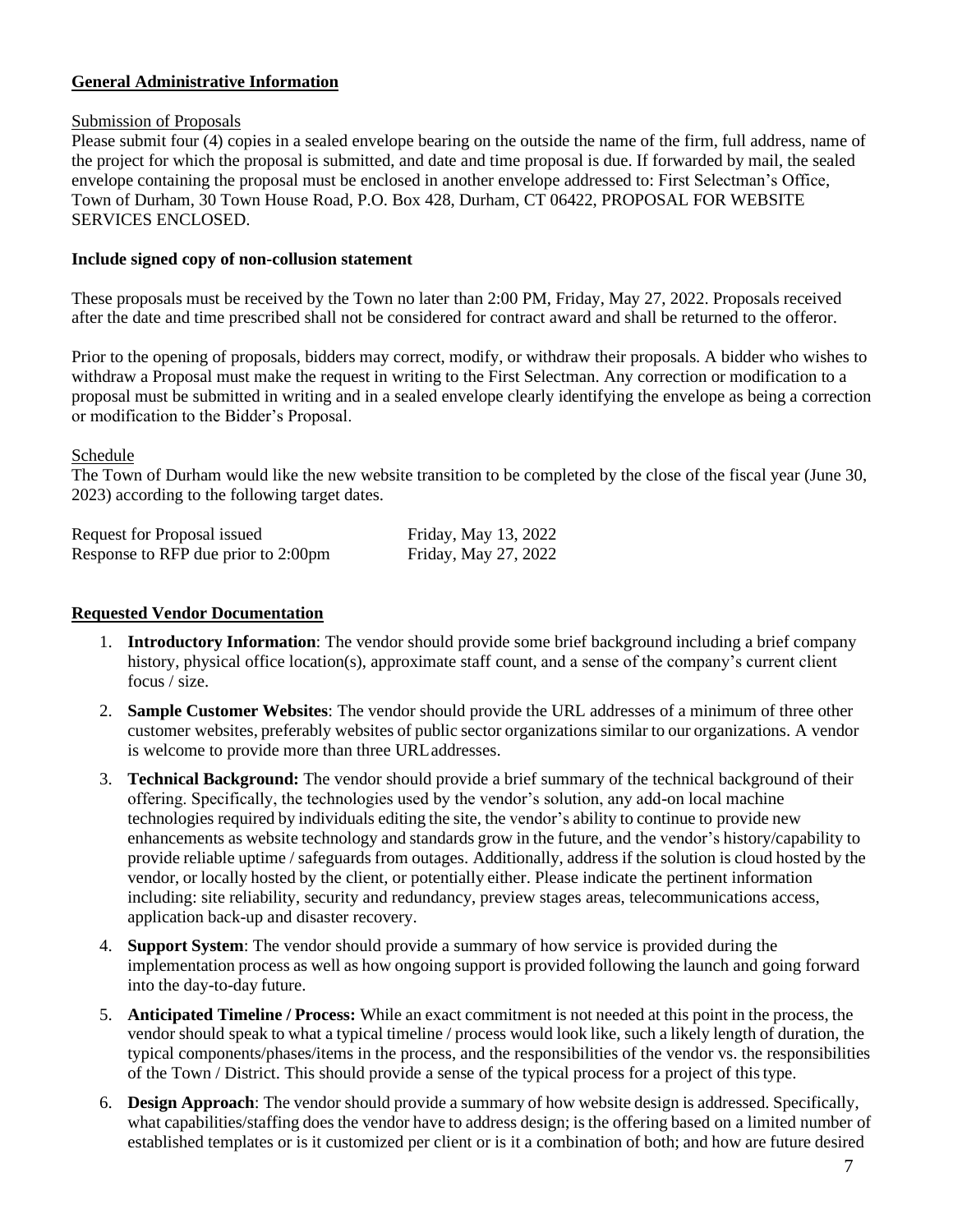## General Administrative Information

Submission of Proposals

Please submit four (4) copies in a sealed envelope bearing on the outside the name of the firm, full address, name of the project for which the proposal is submitted, and date and time proposal is due. If forwarded by mail, the sealed envelope containing the proposal must be enclosed in another envelope addressed to: First Selectman's Office, Town of Durham, 30 Town House Road, P.O. Box 428, Durham, CT 06422, PROPOSAL FOR WEBSITE SERVICES ENCLOSED.

**Include signed copy of non-collusion statement**

These proposals must be received by the Town no later than 2:00 PM, Friday, May 27, 2022. Proposals received after the date and time prescribed shall not be considered for contract award and shall be returned to the offeror.

Prior to the opening of proposals, bidders may correct, modify, or withdraw their proposals. A bidder who wishes to withdraw a Proposal must make the request in writing to the First Selectman. Any correction or modification to a proposal must be submitted in writing and in a sealed envelope clearly identifying the envelope as being a correction or modification to the Bidder's Proposal.

Schedule

The Town of Durham would like the new website transition to be completed by the close of the fiscal year (June 30, 2023) according to the following target dates.

| | |
|---|---|
| Request for Proposal issued | Friday, May 13, 2022 |
| Response to RFP due prior to 2:00pm | Friday, May 27, 2022 |

## Requested Vendor Documentation

1. **Introductory Information**: The vendor should provide some brief background including a brief company history, physical office location(s), approximate staff count, and a sense of the company's current client focus / size.
2. **Sample Customer Websites**: The vendor should provide the URL addresses of a minimum of three other customer websites, preferably websites of public sector organizations similar to our organizations. A vendor is welcome to provide more than three URL addresses.
3. **Technical Background:** The vendor should provide a brief summary of the technical background of their offering. Specifically, the technologies used by the vendor's solution, any add-on local machine technologies required by individuals editing the site, the vendor's ability to continue to provide new enhancements as website technology and standards grow in the future, and the vendor's history/capability to provide reliable uptime / safeguards from outages. Additionally, address if the solution is cloud hosted by the vendor, or locally hosted by the client, or potentially either. Please indicate the pertinent information including: site reliability, security and redundancy, preview stages areas, telecommunications access, application back-up and disaster recovery.
4. **Support System**: The vendor should provide a summary of how service is provided during the implementation process as well as how ongoing support is provided following the launch and going forward into the day-to-day future.
5. **Anticipated Timeline / Process:** While an exact commitment is not needed at this point in the process, the vendor should speak to what a typical timeline / process would look like, such a likely length of duration, the typical components/phases/items in the process, and the responsibilities of the vendor vs. the responsibilities of the Town / District. This should provide a sense of the typical process for a project of this type.
6. **Design Approach**: The vendor should provide a summary of how website design is addressed. Specifically, what capabilities/staffing does the vendor have to address design; is the offering based on a limited number of established templates or is it customized per client or is it a combination of both; and how are future desired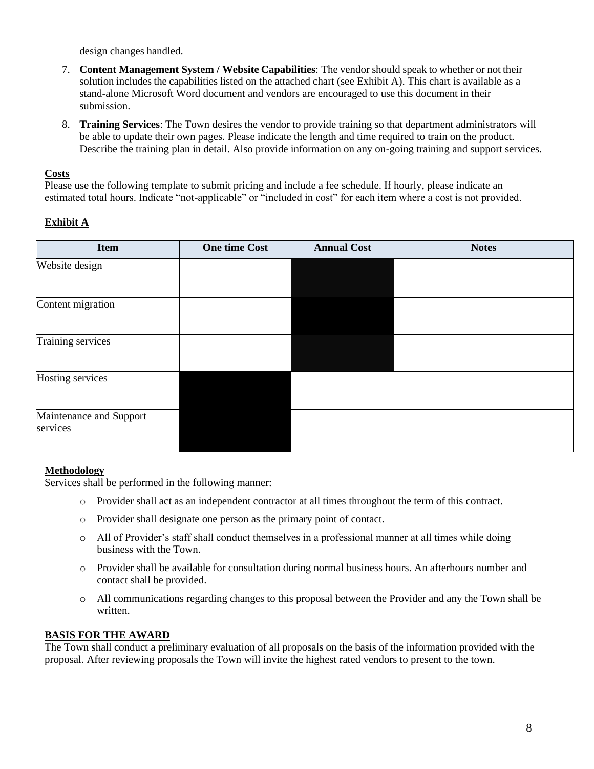design changes handled.

7. **Content Management System / Website Capabilities**: The vendor should speak to whether or not their solution includes the capabilities listed on the attached chart (see Exhibit A). This chart is available as a stand-alone Microsoft Word document and vendors are encouraged to use this document in their submission.
8. **Training Services**: The Town desires the vendor to provide training so that department administrators will be able to update their own pages. Please indicate the length and time required to train on the product. Describe the training plan in detail. Also provide information on any on-going training and support services.

**Costs**

Please use the following template to submit pricing and include a fee schedule. If hourly, please indicate an estimated total hours. Indicate "not-applicable" or "included in cost" for each item where a cost is not provided.

**Exhibit A**

| Item | One time Cost | Annual Cost | Notes |
|---|---|---|---|
| Website design | | | |
| Content migration | | | |
| Training services | | | |
| Hosting services | | | |
| Maintenance and Support services | | | |

**Methodology**

Services shall be performed in the following manner:

- Provider shall act as an independent contractor at all times throughout the term of this contract.
- Provider shall designate one person as the primary point of contact.
- All of Provider's staff shall conduct themselves in a professional manner at all times while doing business with the Town.
- Provider shall be available for consultation during normal business hours. An afterhours number and contact shall be provided.
- All communications regarding changes to this proposal between the Provider and any the Town shall be written.

**BASIS FOR THE AWARD**

The Town shall conduct a preliminary evaluation of all proposals on the basis of the information provided with the proposal. After reviewing proposals the Town will invite the highest rated vendors to present to the town.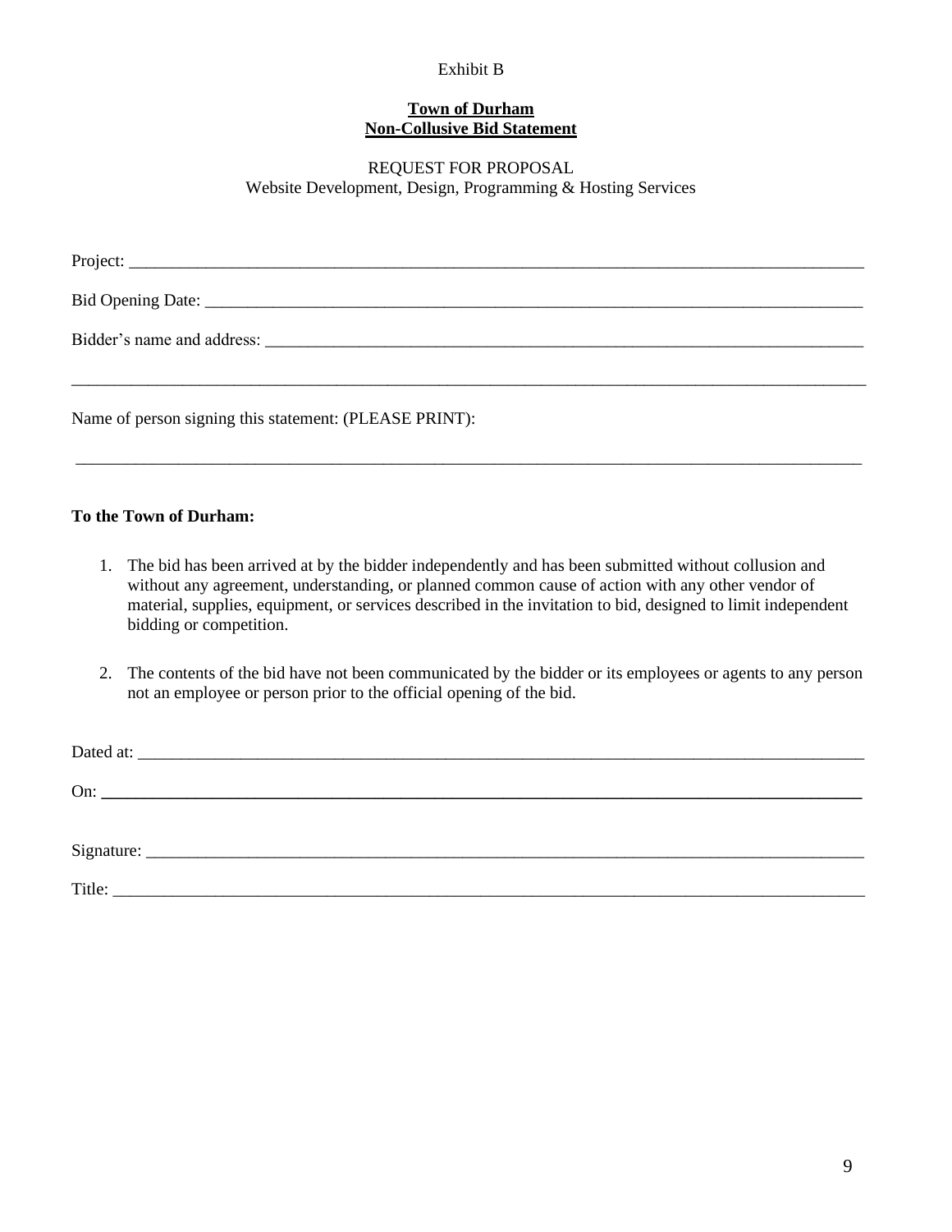Exhibit B

**Town of Durham**
**Non-Collusive Bid Statement**

REQUEST FOR PROPOSAL
Website Development, Design, Programming & Hosting Services

Project: ______________________________________________________________________________

Bid Opening Date: _____________________________________________________________________

Bidder's name and address: ______________________________________________________________

_______________________________________________________________________________________

Name of person signing this statement: (PLEASE PRINT):

_______________________________________________________________________________________

**To the Town of Durham:**

1. The bid has been arrived at by the bidder independently and has been submitted without collusion and without any agreement, understanding, or planned common cause of action with any other vendor of material, supplies, equipment, or services described in the invitation to bid, designed to limit independent bidding or competition.

2. The contents of the bid have not been communicated by the bidder or its employees or agents to any person not an employee or person prior to the official opening of the bid.

Dated at: ______________________________________________________________________________

On: __________________________________________________________________________________

Signature: _____________________________________________________________________________

Title: _________________________________________________________________________________